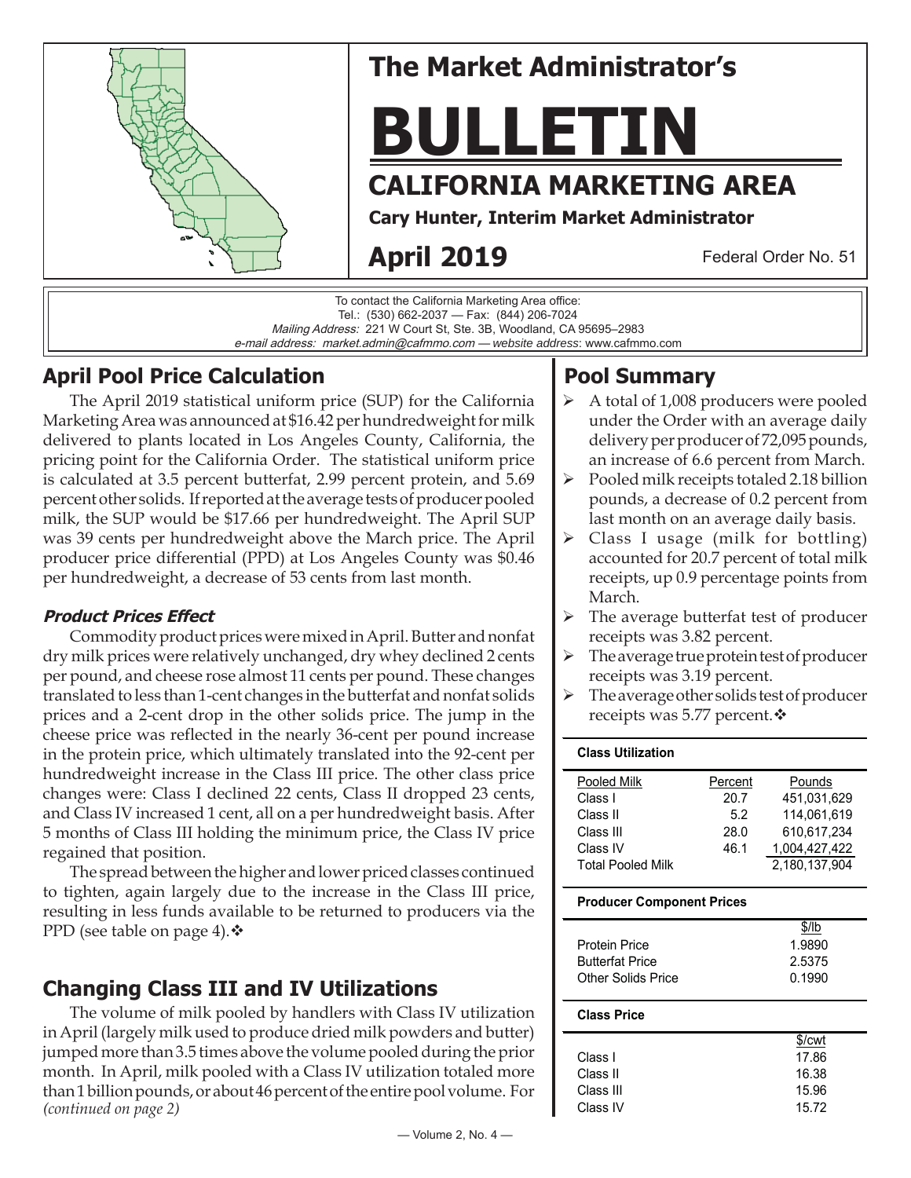# The Market Administrator's

# BULLETIN

## CALIFORNIA MARKETING AREA

**Cary Hunter, Interim Market Administrator**

**April 2019**

Federal Order No. 51

To contact the California Marketing Area office:
Tel.: (530) 662-2037 — Fax: (844) 206-7024
*Mailing Address:* 221 W Court St, Ste. 3B, Woodland, CA 95695–2983
*e-mail address: market.admin@cafmmo.com — website address*: www.cafmmo.com

## April Pool Price Calculation

The April 2019 statistical uniform price (SUP) for the California Marketing Area was announced at $16.42 per hundredweight for milk delivered to plants located in Los Angeles County, California, the pricing point for the California Order. The statistical uniform price is calculated at 3.5 percent butterfat, 2.99 percent protein, and 5.69 percent other solids. If reported at the average tests of producer pooled milk, the SUP would be $17.66 per hundredweight. The April SUP was 39 cents per hundredweight above the March price. The April producer price differential (PPD) at Los Angeles County was $0.46 per hundredweight, a decrease of 53 cents from last month.

### *Product Prices Effect*

Commodity product prices were mixed in April. Butter and nonfat dry milk prices were relatively unchanged, dry whey declined 2 cents per pound, and cheese rose almost 11 cents per pound. These changes translated to less than 1-cent changes in the butterfat and nonfat solids prices and a 2-cent drop in the other solids price. The jump in the cheese price was reflected in the nearly 36-cent per pound increase in the protein price, which ultimately translated into the 92-cent per hundredweight increase in the Class III price. The other class price changes were: Class I declined 22 cents, Class II dropped 23 cents, and Class IV increased 1 cent, all on a per hundredweight basis. After 5 months of Class III holding the minimum price, the Class IV price regained that position.

The spread between the higher and lower priced classes continued to tighten, again largely due to the increase in the Class III price, resulting in less funds available to be returned to producers via the PPD (see table on page 4).❖

## Changing Class III and IV Utilizations

The volume of milk pooled by handlers with Class IV utilization in April (largely milk used to produce dried milk powders and butter) jumped more than 3.5 times above the volume pooled during the prior month. In April, milk pooled with a Class IV utilization totaled more than 1 billion pounds, or about 46 percent of the entire pool volume. For *(continued on page 2)*

## Pool Summary

- A total of 1,008 producers were pooled under the Order with an average daily delivery per producer of 72,095 pounds, an increase of 6.6 percent from March.
- Pooled milk receipts totaled 2.18 billion pounds, a decrease of 0.2 percent from last month on an average daily basis.
- Class I usage (milk for bottling) accounted for 20.7 percent of total milk receipts, up 0.9 percentage points from March.
- The average butterfat test of producer receipts was 3.82 percent.
- The average true protein test of producer receipts was 3.19 percent.
- The average other solids test of producer receipts was 5.77 percent.❖

**Class Utilization**

| Pooled Milk | Percent | Pounds |
|---|---|---|
| Class I | 20.7 | 451,031,629 |
| Class II | 5.2 | 114,061,619 |
| Class III | 28.0 | 610,617,234 |
| Class IV | 46.1 | 1,004,427,422 |
| Total Pooled Milk | | 2,180,137,904 |

**Producer Component Prices**

| | $/lb |
|---|---|
| Protein Price | 1.9890 |
| Butterfat Price | 2.5375 |
| Other Solids Price | 0.1990 |

**Class Price**

| | $/cwt |
|---|---|
| Class I | 17.86 |
| Class II | 16.38 |
| Class III | 15.96 |
| Class IV | 15.72 |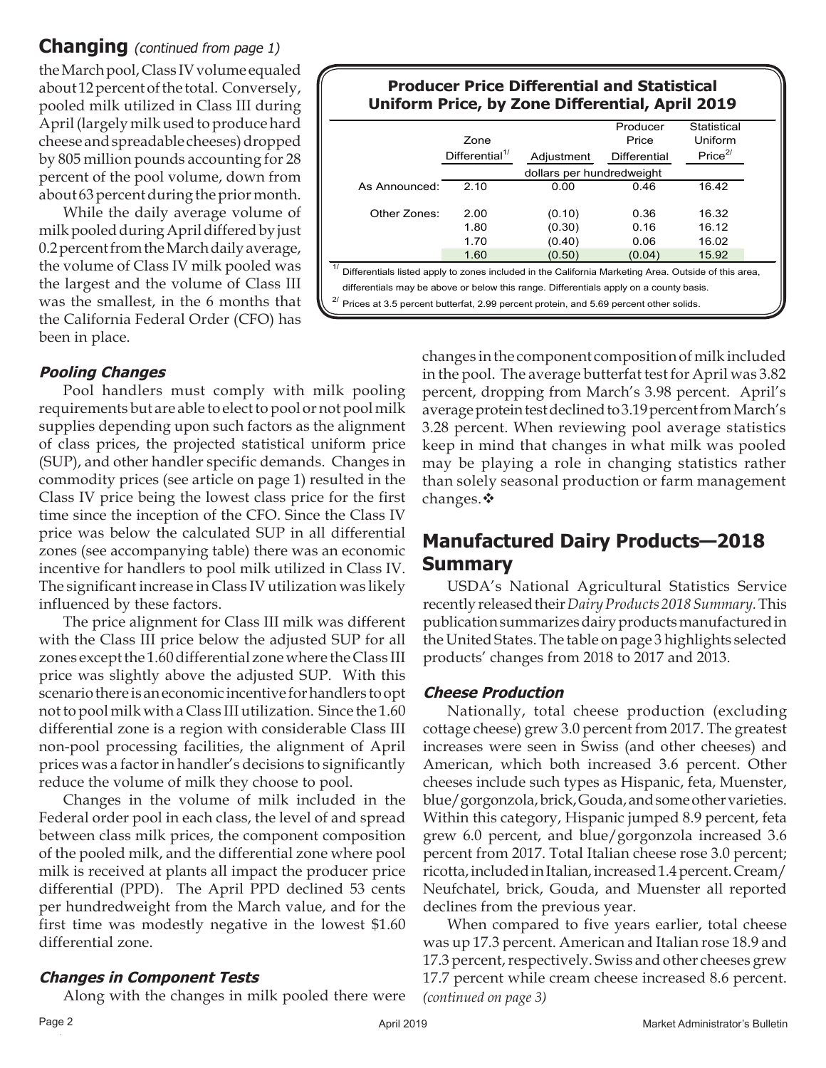## Changing *(continued from page 1)*

the March pool, Class IV volume equaled about 12 percent of the total. Conversely, pooled milk utilized in Class III during April (largely milk used to produce hard cheese and spreadable cheeses) dropped by 805 million pounds accounting for 28 percent of the pool volume, down from about 63 percent during the prior month.

While the daily average volume of milk pooled during April differed by just 0.2 percent from the March daily average, the volume of Class IV milk pooled was the largest and the volume of Class III was the smallest, in the 6 months that the California Federal Order (CFO) has been in place.

**Producer Price Differential and Statistical Uniform Price, by Zone Differential, April 2019**

| | Zone Differential[1/] | Adjustment | Producer Price Differential | Statistical Uniform Price[2/] |
|---|---|---|---|---|
| | dollars per hundredweight | | | |
| As Announced: | 2.10 | 0.00 | 0.46 | 16.42 |
| Other Zones: | 2.00 | (0.10) | 0.36 | 16.32 |
| | 1.80 | (0.30) | 0.16 | 16.12 |
| | 1.70 | (0.40) | 0.06 | 16.02 |
| | 1.60 | (0.50) | (0.04) | 15.92 |

[1/] Differentials listed apply to zones included in the California Marketing Area. Outside of this area, differentials may be above or below this range. Differentials apply on a county basis.

[2/] Prices at 3.5 percent butterfat, 2.99 percent protein, and 5.69 percent other solids.

### *Pooling Changes*

Pool handlers must comply with milk pooling requirements but are able to elect to pool or not pool milk supplies depending upon such factors as the alignment of class prices, the projected statistical uniform price (SUP), and other handler specific demands. Changes in commodity prices (see article on page 1) resulted in the Class IV price being the lowest class price for the first time since the inception of the CFO. Since the Class IV price was below the calculated SUP in all differential zones (see accompanying table) there was an economic incentive for handlers to pool milk utilized in Class IV. The significant increase in Class IV utilization was likely influenced by these factors.

The price alignment for Class III milk was different with the Class III price below the adjusted SUP for all zones except the 1.60 differential zone where the Class III price was slightly above the adjusted SUP. With this scenario there is an economic incentive for handlers to opt not to pool milk with a Class III utilization. Since the 1.60 differential zone is a region with considerable Class III non-pool processing facilities, the alignment of April prices was a factor in handler's decisions to significantly reduce the volume of milk they choose to pool.

Changes in the volume of milk included in the Federal order pool in each class, the level of and spread between class milk prices, the component composition of the pooled milk, and the differential zone where pool milk is received at plants all impact the producer price differential (PPD). The April PPD declined 53 cents per hundredweight from the March value, and for the first time was modestly negative in the lowest $1.60 differential zone.

### *Changes in Component Tests*

Along with the changes in milk pooled there were changes in the component composition of milk included in the pool. The average butterfat test for April was 3.82 percent, dropping from March's 3.98 percent. April's average protein test declined to 3.19 percent from March's 3.28 percent. When reviewing pool average statistics keep in mind that changes in what milk was pooled may be playing a role in changing statistics rather than solely seasonal production or farm management changes. ❖

## Manufactured Dairy Products—2018 Summary

USDA's National Agricultural Statistics Service recently released their *Dairy Products 2018 Summary.* This publication summarizes dairy products manufactured in the United States. The table on page 3 highlights selected products' changes from 2018 to 2017 and 2013.

### *Cheese Production*

Nationally, total cheese production (excluding cottage cheese) grew 3.0 percent from 2017. The greatest increases were seen in Swiss (and other cheeses) and American, which both increased 3.6 percent. Other cheeses include such types as Hispanic, feta, Muenster, blue/gorgonzola, brick, Gouda, and some other varieties. Within this category, Hispanic jumped 8.9 percent, feta grew 6.0 percent, and blue/gorgonzola increased 3.6 percent from 2017. Total Italian cheese rose 3.0 percent; ricotta, included in Italian, increased 1.4 percent. Cream/Neufchatel, brick, Gouda, and Muenster all reported declines from the previous year.

When compared to five years earlier, total cheese was up 17.3 percent. American and Italian rose 18.9 and 17.3 percent, respectively. Swiss and other cheeses grew 17.7 percent while cream cheese increased 8.6 percent. *(continued on page 3)*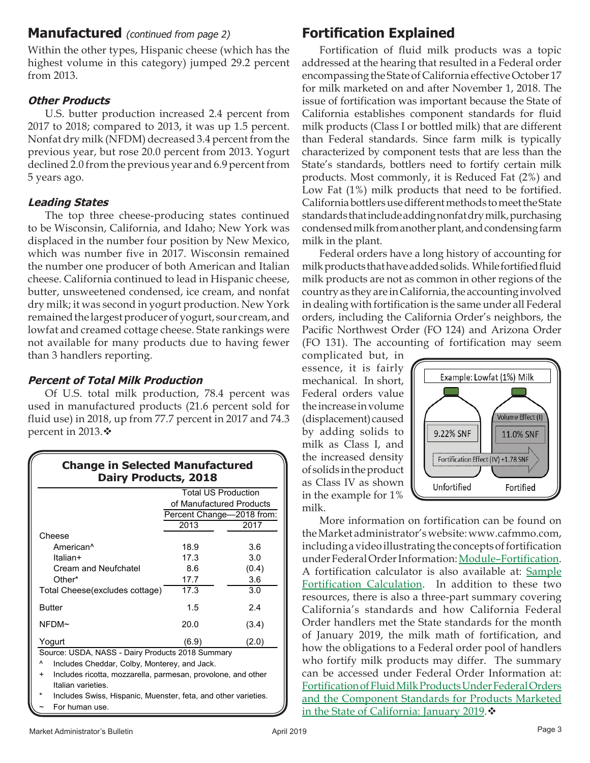## Manufactured *(continued from page 2)*

Within the other types, Hispanic cheese (which has the highest volume in this category) jumped 29.2 percent from 2013.

### *Other Products*

U.S. butter production increased 2.4 percent from 2017 to 2018; compared to 2013, it was up 1.5 percent. Nonfat dry milk (NFDM) decreased 3.4 percent from the previous year, but rose 20.0 percent from 2013. Yogurt declined 2.0 from the previous year and 6.9 percent from 5 years ago.

### *Leading States*

The top three cheese-producing states continued to be Wisconsin, California, and Idaho; New York was displaced in the number four position by New Mexico, which was number five in 2017. Wisconsin remained the number one producer of both American and Italian cheese. California continued to lead in Hispanic cheese, butter, unsweetened condensed, ice cream, and nonfat dry milk; it was second in yogurt production. New York remained the largest producer of yogurt, sour cream, and lowfat and creamed cottage cheese. State rankings were not available for many products due to having fewer than 3 handlers reporting.

### *Percent of Total Milk Production*

Of U.S. total milk production, 78.4 percent was used in manufactured products (21.6 percent sold for fluid use) in 2018, up from 77.7 percent in 2017 and 74.3 percent in 2013.❖

**Change in Selected Manufactured Dairy Products, 2018**

| | Total US Production of Manufactured Products Percent Change—2018 from: | |
|---|---|---|
| | 2013 | 2017 |
| Cheese | | |
| American^ | 18.9 | 3.6 |
| Italian+ | 17.3 | 3.0 |
| Cream and Neufchatel | 8.6 | (0.4) |
| Other* | 17.7 | 3.6 |
| Total Cheese(excludes cottage) | 17.3 | 3.0 |
| Butter | 1.5 | 2.4 |
| NFDM~ | 20.0 | (3.4) |
| Yogurt | (6.9) | (2.0) |

Source: USDA, NASS - Dairy Products 2018 Summary

^ Includes Cheddar, Colby, Monterey, and Jack.

\+ Includes ricotta, mozzarella, parmesan, provolone, and other Italian varieties.

\* Includes Swiss, Hispanic, Muenster, feta, and other varieties.

~ For human use.

## Fortification Explained

Fortification of fluid milk products was a topic addressed at the hearing that resulted in a Federal order encompassing the State of California effective October 17 for milk marketed on and after November 1, 2018. The issue of fortification was important because the State of California establishes component standards for fluid milk products (Class I or bottled milk) that are different than Federal standards. Since farm milk is typically characterized by component tests that are less than the State's standards, bottlers need to fortify certain milk products. Most commonly, it is Reduced Fat (2%) and Low Fat (1%) milk products that need to be fortified. California bottlers use different methods to meet the State standards that include adding nonfat dry milk, purchasing condensed milk from another plant, and condensing farm milk in the plant.

Federal orders have a long history of accounting for milk products that have added solids. While fortified fluid milk products are not as common in other regions of the country as they are in California, the accounting involved in dealing with fortification is the same under all Federal orders, including the California Order's neighbors, the Pacific Northwest Order (FO 124) and Arizona Order (FO 131). The accounting of fortification may seem complicated but, in essence, it is fairly mechanical. In short, Federal orders value the increase in volume (displacement) caused by adding solids to milk as Class I, and the increased density of solids in the product as Class IV as shown in the example for 1% milk.

Example: Lowfat (1%) Milk — Unfortified: 9.22% SNF; Fortified: 11.0% SNF; Volume Effect (I); Fortification Effect (IV) +1.78 SNF

More information on fortification can be found on the Market administrator's website: www.cafmmo.com, including a video illustrating the concepts of fortification under Federal Order Information: Module–Fortification. A fortification calculator is also available at: Sample Fortification Calculation. In addition to these two resources, there is also a three-part summary covering California's standards and how California Federal Order handlers met the State standards for the month of January 2019, the milk math of fortification, and how the obligations to a Federal order pool of handlers who fortify milk products may differ. The summary can be accessed under Federal Order Information at: Fortification of Fluid Milk Products Under Federal Orders and the Component Standards for Products Marketed in the State of California: January 2019.❖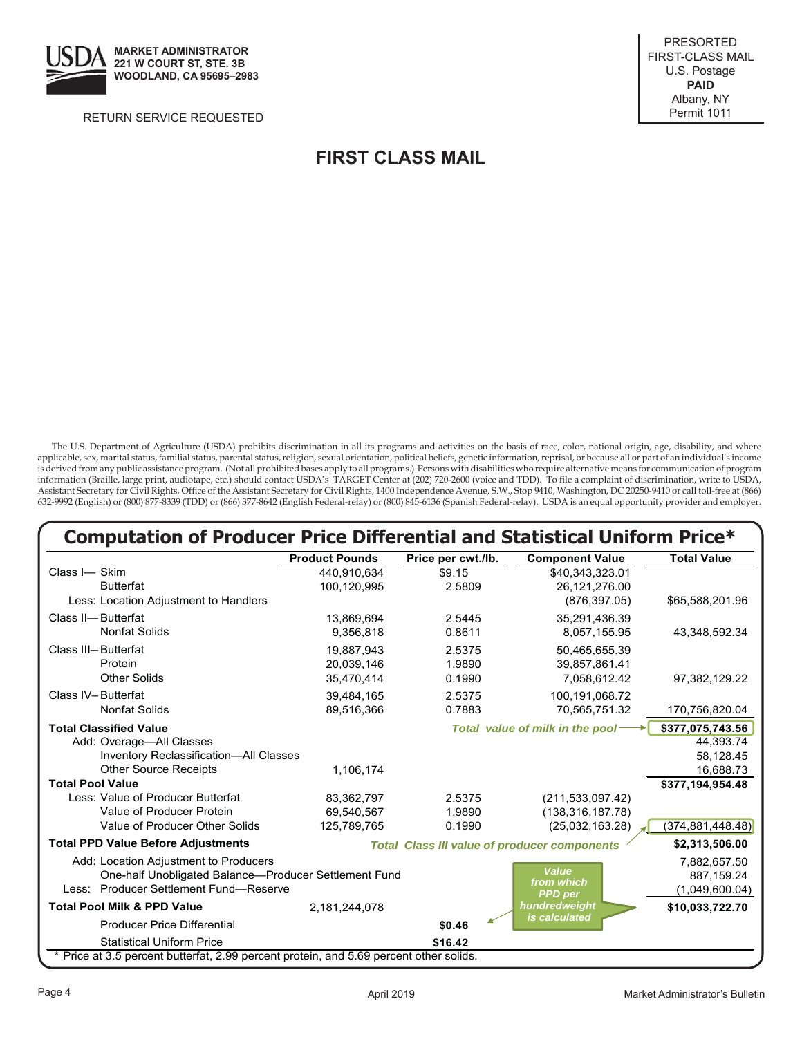MARKET ADMINISTRATOR
221 W COURT ST, STE. 3B
WOODLAND, CA 95695–2983

RETURN SERVICE REQUESTED

PRESORTED
FIRST-CLASS MAIL
U.S. Postage
**PAID**
Albany, NY
Permit 1011

## FIRST CLASS MAIL

The U.S. Department of Agriculture (USDA) prohibits discrimination in all its programs and activities on the basis of race, color, national origin, age, disability, and where applicable, sex, marital status, familial status, parental status, religion, sexual orientation, political beliefs, genetic information, reprisal, or because all or part of an individual's income is derived from any public assistance program. (Not all prohibited bases apply to all programs.) Persons with disabilities who require alternative means for communication of program information (Braille, large print, audiotape, etc.) should contact USDA's TARGET Center at (202) 720-2600 (voice and TDD). To file a complaint of discrimination, write to USDA, Assistant Secretary for Civil Rights, Office of the Assistant Secretary for Civil Rights, 1400 Independence Avenue, S.W., Stop 9410, Washington, DC 20250-9410 or call toll-free at (866) 632-9992 (English) or (800) 877-8339 (TDD) or (866) 377-8642 (English Federal-relay) or (800) 845-6136 (Spanish Federal-relay). USDA is an equal opportunity provider and employer.

## Computation of Producer Price Differential and Statistical Uniform Price*

| | Product Pounds | Price per cwt./lb. | Component Value | Total Value |
|---|---|---|---|---|
| Class I— Skim | 440,910,634 | $9.15 | $40,343,323.01 | |
| Butterfat | 100,120,995 | 2.5809 | 26,121,276.00 | |
| Less: Location Adjustment to Handlers | | | (876,397.05) | $65,588,201.96 |
| Class II— Butterfat | 13,869,694 | 2.5445 | 35,291,436.39 | |
| Nonfat Solids | 9,356,818 | 0.8611 | 8,057,155.95 | 43,348,592.34 |
| Class III— Butterfat | 19,887,943 | 2.5375 | 50,465,655.39 | |
| Protein | 20,039,146 | 1.9890 | 39,857,861.41 | |
| Other Solids | 35,470,414 | 0.1990 | 7,058,612.42 | 97,382,129.22 |
| Class IV— Butterfat | 39,484,165 | 2.5375 | 100,191,068.72 | |
| Nonfat Solids | 89,516,366 | 0.7883 | 70,565,751.32 | 170,756,820.04 |
| **Total Classified Value** | | | *Total value of milk in the pool* → | **$377,075,743.56** |
| Add: Overage—All Classes | | | | 44,393.74 |
| Inventory Reclassification—All Classes | | | | 58,128.45 |
| Other Source Receipts | 1,106,174 | | | 16,688.73 |
| **Total Pool Value** | | | | **$377,194,954.48** |
| Less: Value of Producer Butterfat | 83,362,797 | 2.5375 | (211,533,097.42) | |
| Value of Producer Protein | 69,540,567 | 1.9890 | (138,316,187.78) | |
| Value of Producer Other Solids | 125,789,765 | 0.1990 | (25,032,163.28) | (374,881,448.48) |
| **Total PPD Value Before Adjustments** | | *Total Class III value of producer components* | | **$2,313,506.00** |
| Add: Location Adjustment to Producers | | | | 7,882,657.50 |
| One-half Unobligated Balance—Producer Settlement Fund | | | | 887,159.24 |
| Less: Producer Settlement Fund—Reserve | | | | (1,049,600.04) |
| **Total Pool Milk & PPD Value** | 2,181,244,078 | | *Value from which PPD per hundredweight is calculated* | **$10,033,722.70** |
| Producer Price Differential | | **$0.46** | | |
| Statistical Uniform Price | | **$16.42** | | |

\* Price at 3.5 percent butterfat, 2.99 percent protein, and 5.69 percent other solids.

April 2019 — Market Administrator's Bulletin